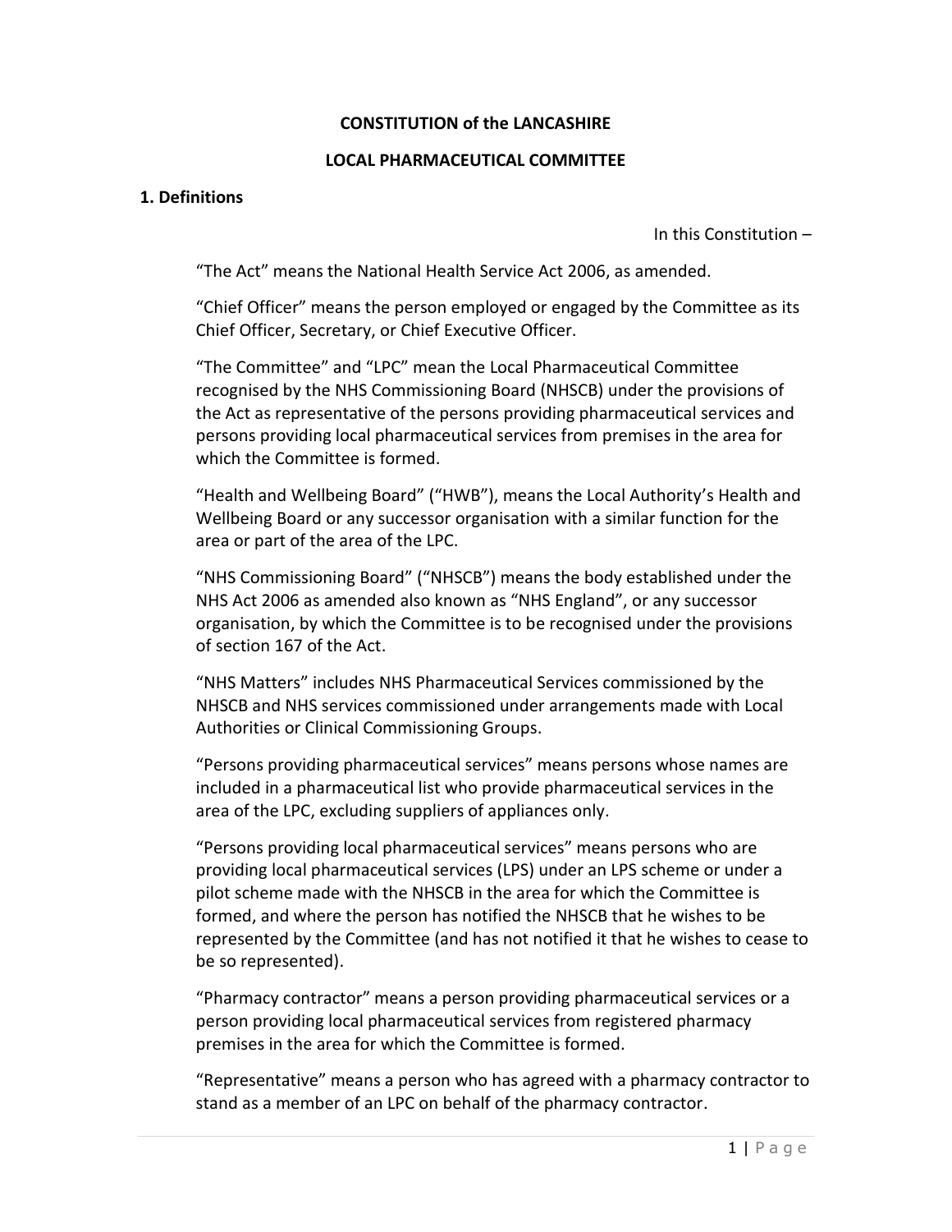# CONSTITUTION of the LANCASHIRE

# LOCAL PHARMACEUTICAL COMMITTEE

## 1. Definitions

In this Constitution –

“The Act” means the National Health Service Act 2006, as amended.

“Chief Officer” means the person employed or engaged by the Committee as its Chief Officer, Secretary, or Chief Executive Officer.

“The Committee” and “LPC” mean the Local Pharmaceutical Committee recognised by the NHS Commissioning Board (NHSCB) under the provisions of the Act as representative of the persons providing pharmaceutical services and persons providing local pharmaceutical services from premises in the area for which the Committee is formed.

“Health and Wellbeing Board” (“HWB”), means the Local Authority’s Health and Wellbeing Board or any successor organisation with a similar function for the area or part of the area of the LPC.

“NHS Commissioning Board” (“NHSCB”) means the body established under the NHS Act 2006 as amended also known as “NHS England”, or any successor organisation, by which the Committee is to be recognised under the provisions of section 167 of the Act.

“NHS Matters” includes NHS Pharmaceutical Services commissioned by the NHSCB and NHS services commissioned under arrangements made with Local Authorities or Clinical Commissioning Groups.

“Persons providing pharmaceutical services” means persons whose names are included in a pharmaceutical list who provide pharmaceutical services in the area of the LPC, excluding suppliers of appliances only.

“Persons providing local pharmaceutical services” means persons who are providing local pharmaceutical services (LPS) under an LPS scheme or under a pilot scheme made with the NHSCB in the area for which the Committee is formed, and where the person has notified the NHSCB that he wishes to be represented by the Committee (and has not notified it that he wishes to cease to be so represented).

“Pharmacy contractor” means a person providing pharmaceutical services or a person providing local pharmaceutical services from registered pharmacy premises in the area for which the Committee is formed.

“Representative” means a person who has agreed with a pharmacy contractor to stand as a member of an LPC on behalf of the pharmacy contractor.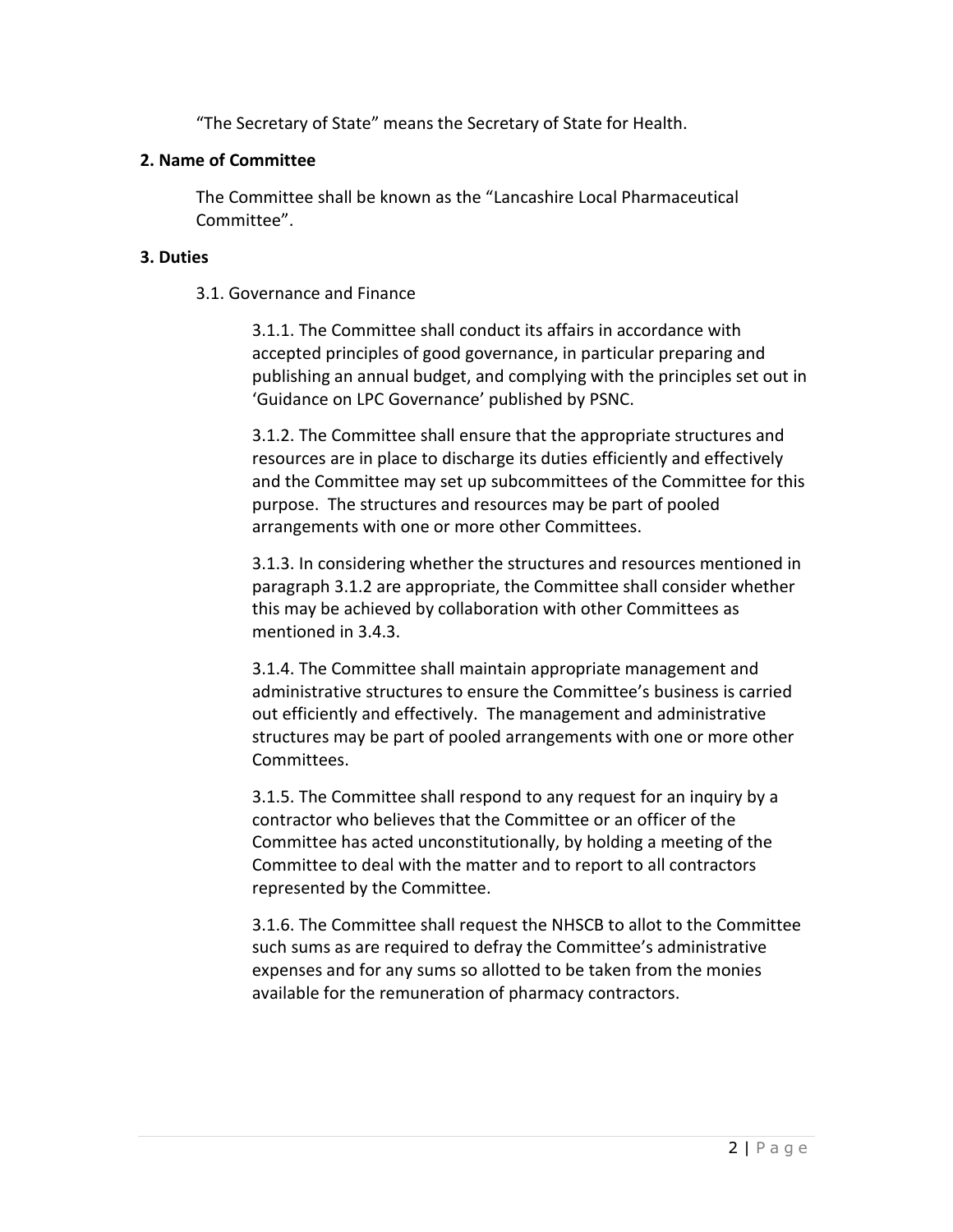"The Secretary of State" means the Secretary of State for Health.

## 2. Name of Committee

The Committee shall be known as the "Lancashire Local Pharmaceutical Committee".

## 3. Duties

### 3.1. Governance and Finance

3.1.1. The Committee shall conduct its affairs in accordance with accepted principles of good governance, in particular preparing and publishing an annual budget, and complying with the principles set out in 'Guidance on LPC Governance' published by PSNC.

3.1.2. The Committee shall ensure that the appropriate structures and resources are in place to discharge its duties efficiently and effectively and the Committee may set up subcommittees of the Committee for this purpose. The structures and resources may be part of pooled arrangements with one or more other Committees.

3.1.3. In considering whether the structures and resources mentioned in paragraph 3.1.2 are appropriate, the Committee shall consider whether this may be achieved by collaboration with other Committees as mentioned in 3.4.3.

3.1.4. The Committee shall maintain appropriate management and administrative structures to ensure the Committee's business is carried out efficiently and effectively. The management and administrative structures may be part of pooled arrangements with one or more other Committees.

3.1.5. The Committee shall respond to any request for an inquiry by a contractor who believes that the Committee or an officer of the Committee has acted unconstitutionally, by holding a meeting of the Committee to deal with the matter and to report to all contractors represented by the Committee.

3.1.6. The Committee shall request the NHSCB to allot to the Committee such sums as are required to defray the Committee's administrative expenses and for any sums so allotted to be taken from the monies available for the remuneration of pharmacy contractors.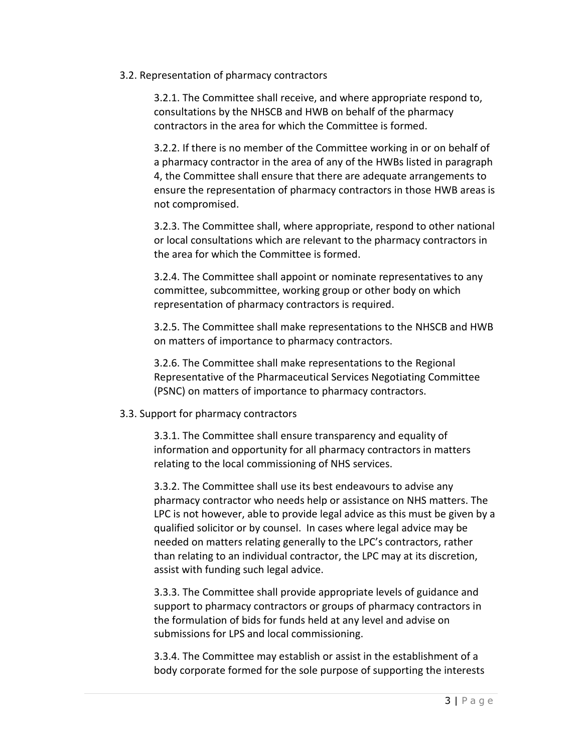3.2. Representation of pharmacy contractors

3.2.1. The Committee shall receive, and where appropriate respond to, consultations by the NHSCB and HWB on behalf of the pharmacy contractors in the area for which the Committee is formed.

3.2.2. If there is no member of the Committee working in or on behalf of a pharmacy contractor in the area of any of the HWBs listed in paragraph 4, the Committee shall ensure that there are adequate arrangements to ensure the representation of pharmacy contractors in those HWB areas is not compromised.

3.2.3. The Committee shall, where appropriate, respond to other national or local consultations which are relevant to the pharmacy contractors in the area for which the Committee is formed.

3.2.4. The Committee shall appoint or nominate representatives to any committee, subcommittee, working group or other body on which representation of pharmacy contractors is required.

3.2.5. The Committee shall make representations to the NHSCB and HWB on matters of importance to pharmacy contractors.

3.2.6. The Committee shall make representations to the Regional Representative of the Pharmaceutical Services Negotiating Committee (PSNC) on matters of importance to pharmacy contractors.

3.3. Support for pharmacy contractors

3.3.1. The Committee shall ensure transparency and equality of information and opportunity for all pharmacy contractors in matters relating to the local commissioning of NHS services.

3.3.2. The Committee shall use its best endeavours to advise any pharmacy contractor who needs help or assistance on NHS matters. The LPC is not however, able to provide legal advice as this must be given by a qualified solicitor or by counsel. In cases where legal advice may be needed on matters relating generally to the LPC's contractors, rather than relating to an individual contractor, the LPC may at its discretion, assist with funding such legal advice.

3.3.3. The Committee shall provide appropriate levels of guidance and support to pharmacy contractors or groups of pharmacy contractors in the formulation of bids for funds held at any level and advise on submissions for LPS and local commissioning.

3.3.4. The Committee may establish or assist in the establishment of a body corporate formed for the sole purpose of supporting the interests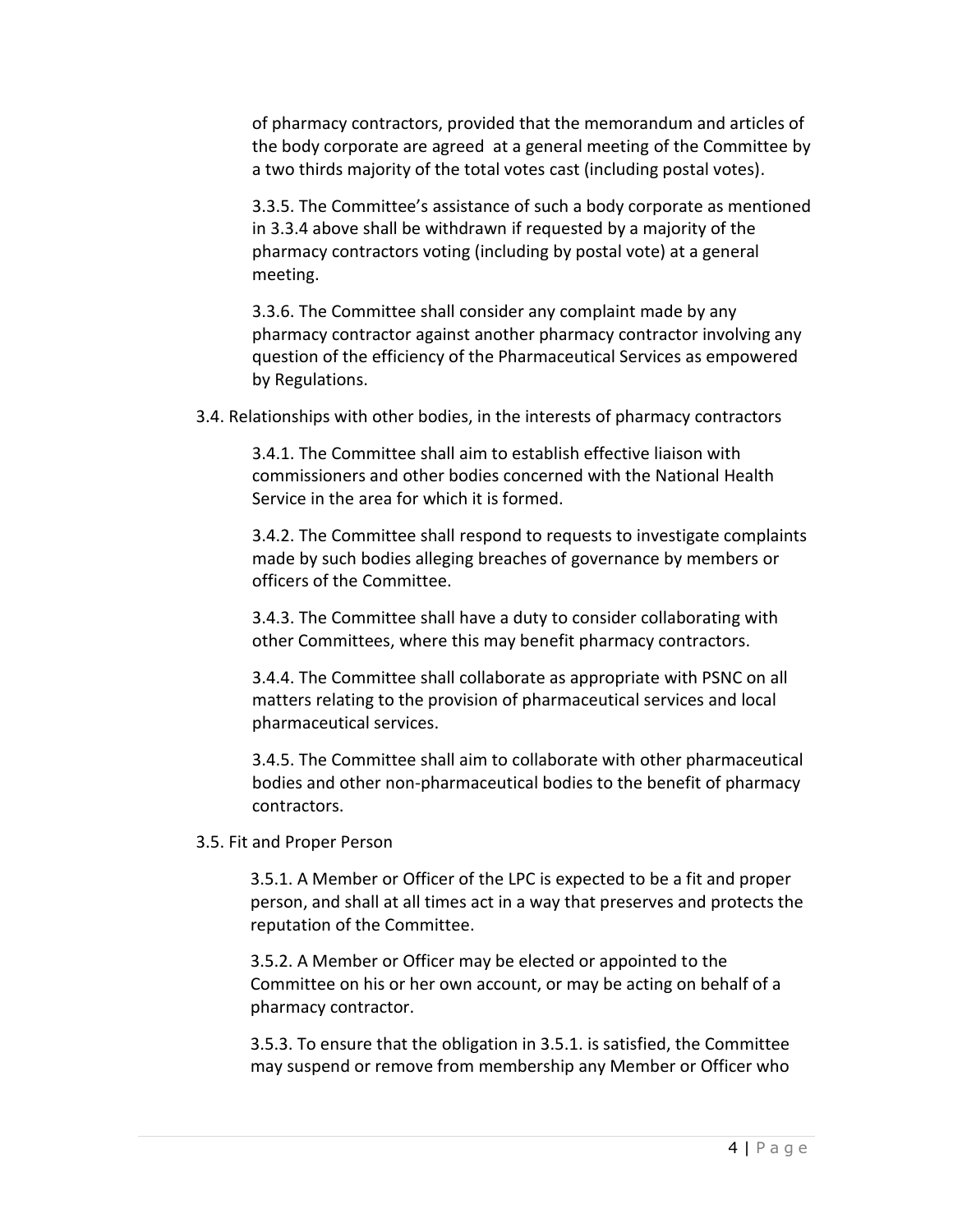of pharmacy contractors, provided that the memorandum and articles of the body corporate are agreed at a general meeting of the Committee by a two thirds majority of the total votes cast (including postal votes).

3.3.5. The Committee's assistance of such a body corporate as mentioned in 3.3.4 above shall be withdrawn if requested by a majority of the pharmacy contractors voting (including by postal vote) at a general meeting.

3.3.6. The Committee shall consider any complaint made by any pharmacy contractor against another pharmacy contractor involving any question of the efficiency of the Pharmaceutical Services as empowered by Regulations.

3.4. Relationships with other bodies, in the interests of pharmacy contractors

3.4.1. The Committee shall aim to establish effective liaison with commissioners and other bodies concerned with the National Health Service in the area for which it is formed.

3.4.2. The Committee shall respond to requests to investigate complaints made by such bodies alleging breaches of governance by members or officers of the Committee.

3.4.3. The Committee shall have a duty to consider collaborating with other Committees, where this may benefit pharmacy contractors.

3.4.4. The Committee shall collaborate as appropriate with PSNC on all matters relating to the provision of pharmaceutical services and local pharmaceutical services.

3.4.5. The Committee shall aim to collaborate with other pharmaceutical bodies and other non-pharmaceutical bodies to the benefit of pharmacy contractors.

3.5. Fit and Proper Person

3.5.1. A Member or Officer of the LPC is expected to be a fit and proper person, and shall at all times act in a way that preserves and protects the reputation of the Committee.

3.5.2. A Member or Officer may be elected or appointed to the Committee on his or her own account, or may be acting on behalf of a pharmacy contractor.

3.5.3. To ensure that the obligation in 3.5.1. is satisfied, the Committee may suspend or remove from membership any Member or Officer who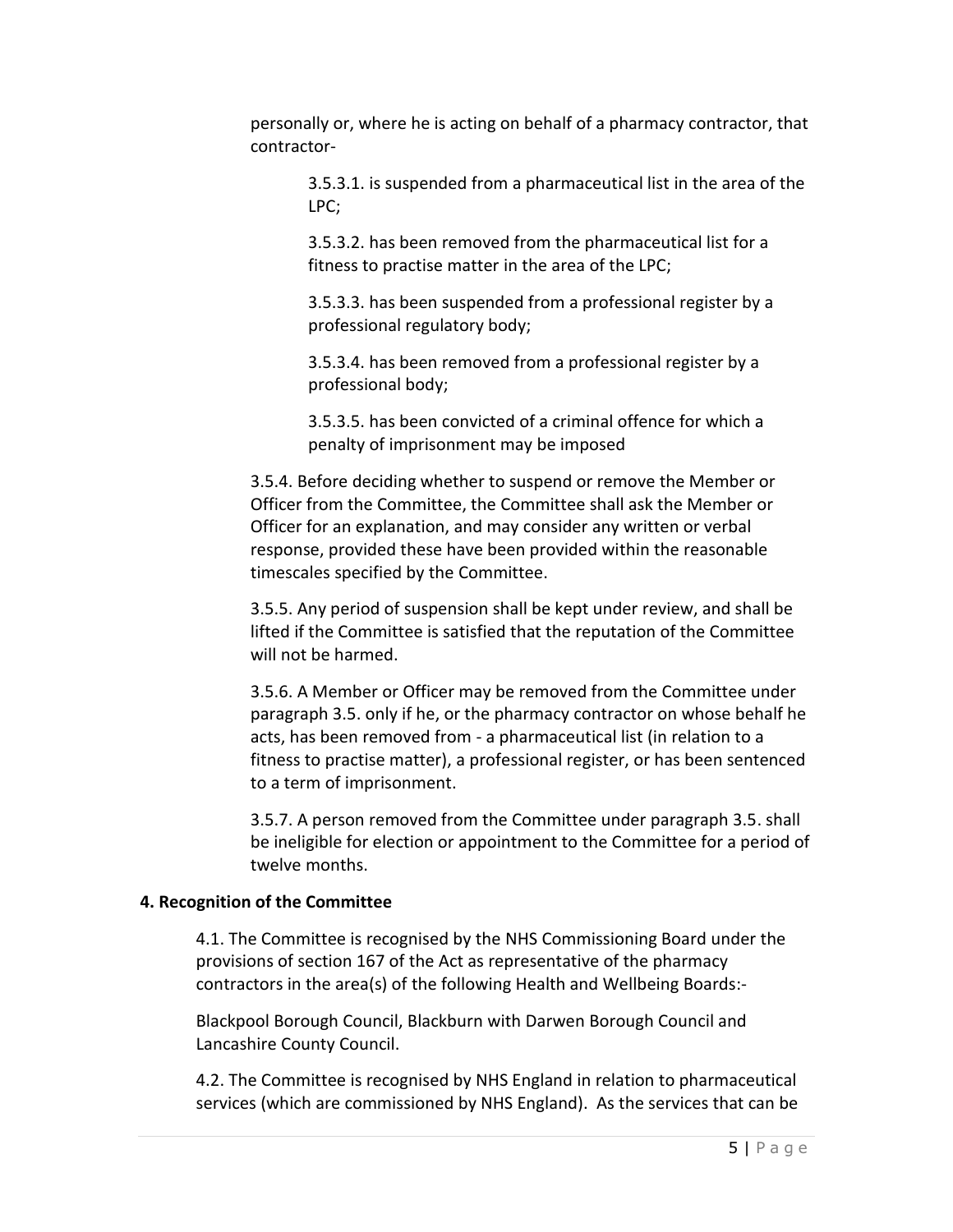personally or, where he is acting on behalf of a pharmacy contractor, that contractor-

3.5.3.1. is suspended from a pharmaceutical list in the area of the LPC;

3.5.3.2. has been removed from the pharmaceutical list for a fitness to practise matter in the area of the LPC;

3.5.3.3. has been suspended from a professional register by a professional regulatory body;

3.5.3.4. has been removed from a professional register by a professional body;

3.5.3.5. has been convicted of a criminal offence for which a penalty of imprisonment may be imposed

3.5.4. Before deciding whether to suspend or remove the Member or Officer from the Committee, the Committee shall ask the Member or Officer for an explanation, and may consider any written or verbal response, provided these have been provided within the reasonable timescales specified by the Committee.

3.5.5. Any period of suspension shall be kept under review, and shall be lifted if the Committee is satisfied that the reputation of the Committee will not be harmed.

3.5.6. A Member or Officer may be removed from the Committee under paragraph 3.5. only if he, or the pharmacy contractor on whose behalf he acts, has been removed from - a pharmaceutical list (in relation to a fitness to practise matter), a professional register, or has been sentenced to a term of imprisonment.

3.5.7. A person removed from the Committee under paragraph 3.5. shall be ineligible for election or appointment to the Committee for a period of twelve months.

**4. Recognition of the Committee**

4.1. The Committee is recognised by the NHS Commissioning Board under the provisions of section 167 of the Act as representative of the pharmacy contractors in the area(s) of the following Health and Wellbeing Boards:-

Blackpool Borough Council, Blackburn with Darwen Borough Council and Lancashire County Council.

4.2. The Committee is recognised by NHS England in relation to pharmaceutical services (which are commissioned by NHS England). As the services that can be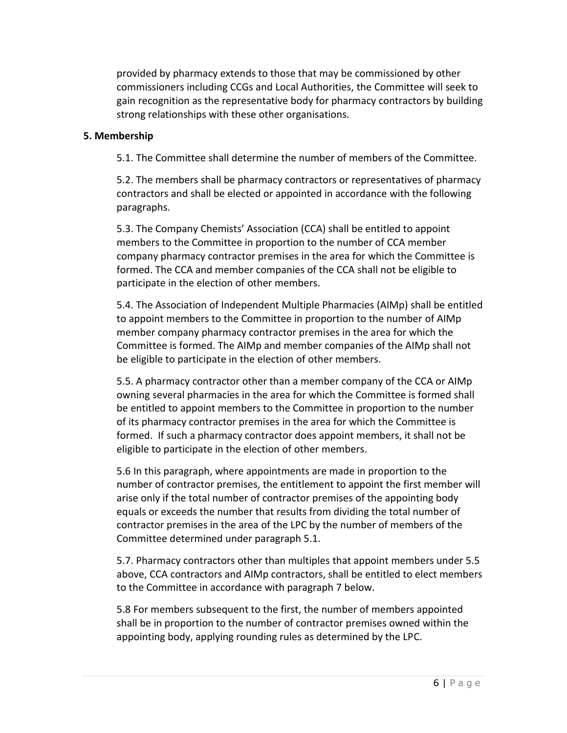provided by pharmacy extends to those that may be commissioned by other commissioners including CCGs and Local Authorities, the Committee will seek to gain recognition as the representative body for pharmacy contractors by building strong relationships with these other organisations.

**5. Membership**

5.1. The Committee shall determine the number of members of the Committee.

5.2. The members shall be pharmacy contractors or representatives of pharmacy contractors and shall be elected or appointed in accordance with the following paragraphs.

5.3. The Company Chemists' Association (CCA) shall be entitled to appoint members to the Committee in proportion to the number of CCA member company pharmacy contractor premises in the area for which the Committee is formed. The CCA and member companies of the CCA shall not be eligible to participate in the election of other members.

5.4. The Association of Independent Multiple Pharmacies (AIMp) shall be entitled to appoint members to the Committee in proportion to the number of AIMp member company pharmacy contractor premises in the area for which the Committee is formed. The AIMp and member companies of the AIMp shall not be eligible to participate in the election of other members.

5.5. A pharmacy contractor other than a member company of the CCA or AIMp owning several pharmacies in the area for which the Committee is formed shall be entitled to appoint members to the Committee in proportion to the number of its pharmacy contractor premises in the area for which the Committee is formed. If such a pharmacy contractor does appoint members, it shall not be eligible to participate in the election of other members.

5.6 In this paragraph, where appointments are made in proportion to the number of contractor premises, the entitlement to appoint the first member will arise only if the total number of contractor premises of the appointing body equals or exceeds the number that results from dividing the total number of contractor premises in the area of the LPC by the number of members of the Committee determined under paragraph 5.1.

5.7. Pharmacy contractors other than multiples that appoint members under 5.5 above, CCA contractors and AIMp contractors, shall be entitled to elect members to the Committee in accordance with paragraph 7 below.

5.8 For members subsequent to the first, the number of members appointed shall be in proportion to the number of contractor premises owned within the appointing body, applying rounding rules as determined by the LPC.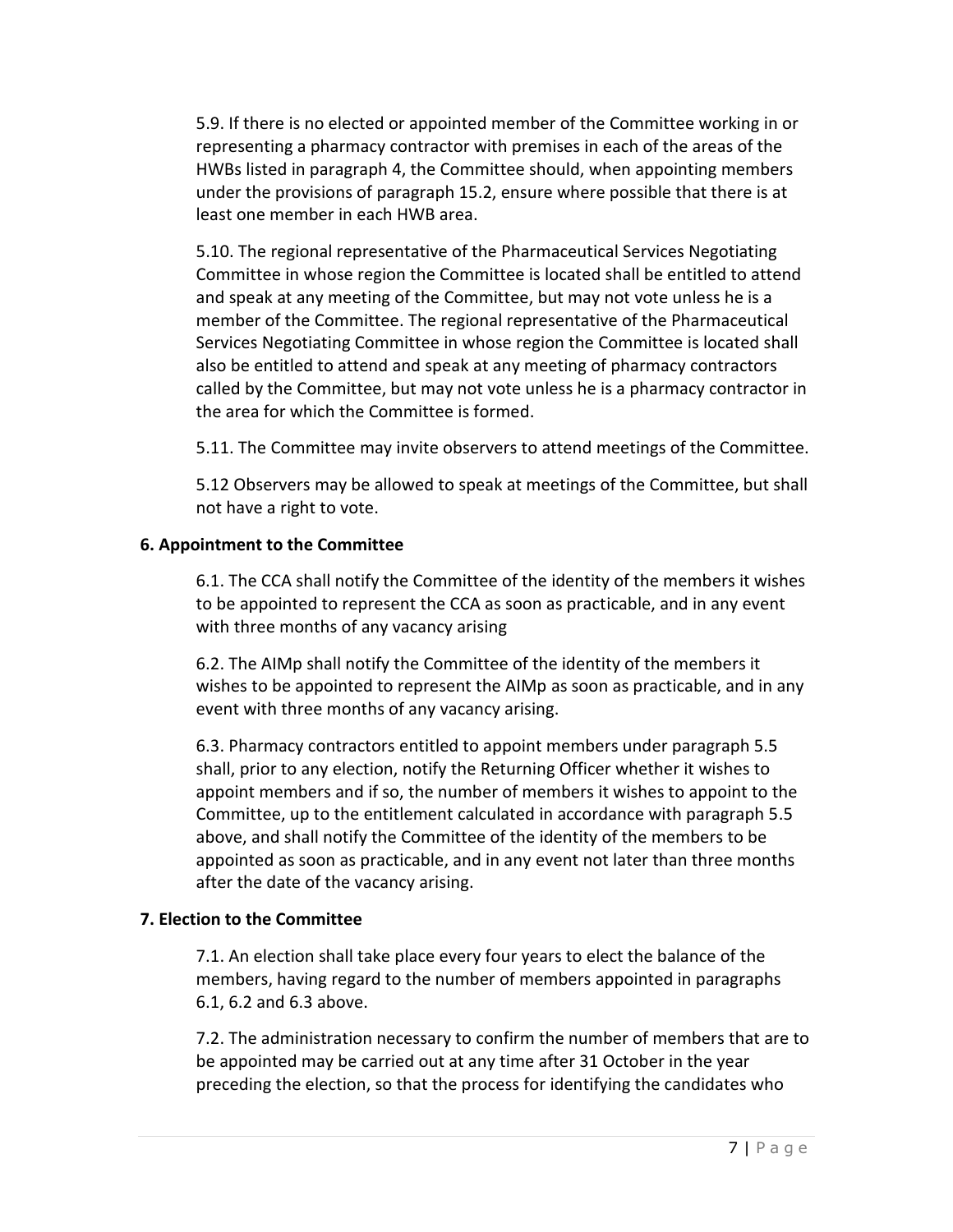5.9. If there is no elected or appointed member of the Committee working in or representing a pharmacy contractor with premises in each of the areas of the HWBs listed in paragraph 4, the Committee should, when appointing members under the provisions of paragraph 15.2, ensure where possible that there is at least one member in each HWB area.

5.10. The regional representative of the Pharmaceutical Services Negotiating Committee in whose region the Committee is located shall be entitled to attend and speak at any meeting of the Committee, but may not vote unless he is a member of the Committee. The regional representative of the Pharmaceutical Services Negotiating Committee in whose region the Committee is located shall also be entitled to attend and speak at any meeting of pharmacy contractors called by the Committee, but may not vote unless he is a pharmacy contractor in the area for which the Committee is formed.

5.11. The Committee may invite observers to attend meetings of the Committee.

5.12 Observers may be allowed to speak at meetings of the Committee, but shall not have a right to vote.

**6. Appointment to the Committee**

6.1. The CCA shall notify the Committee of the identity of the members it wishes to be appointed to represent the CCA as soon as practicable, and in any event with three months of any vacancy arising

6.2. The AIMp shall notify the Committee of the identity of the members it wishes to be appointed to represent the AIMp as soon as practicable, and in any event with three months of any vacancy arising.

6.3. Pharmacy contractors entitled to appoint members under paragraph 5.5 shall, prior to any election, notify the Returning Officer whether it wishes to appoint members and if so, the number of members it wishes to appoint to the Committee, up to the entitlement calculated in accordance with paragraph 5.5 above, and shall notify the Committee of the identity of the members to be appointed as soon as practicable, and in any event not later than three months after the date of the vacancy arising.

**7. Election to the Committee**

7.1. An election shall take place every four years to elect the balance of the members, having regard to the number of members appointed in paragraphs 6.1, 6.2 and 6.3 above.

7.2. The administration necessary to confirm the number of members that are to be appointed may be carried out at any time after 31 October in the year preceding the election, so that the process for identifying the candidates who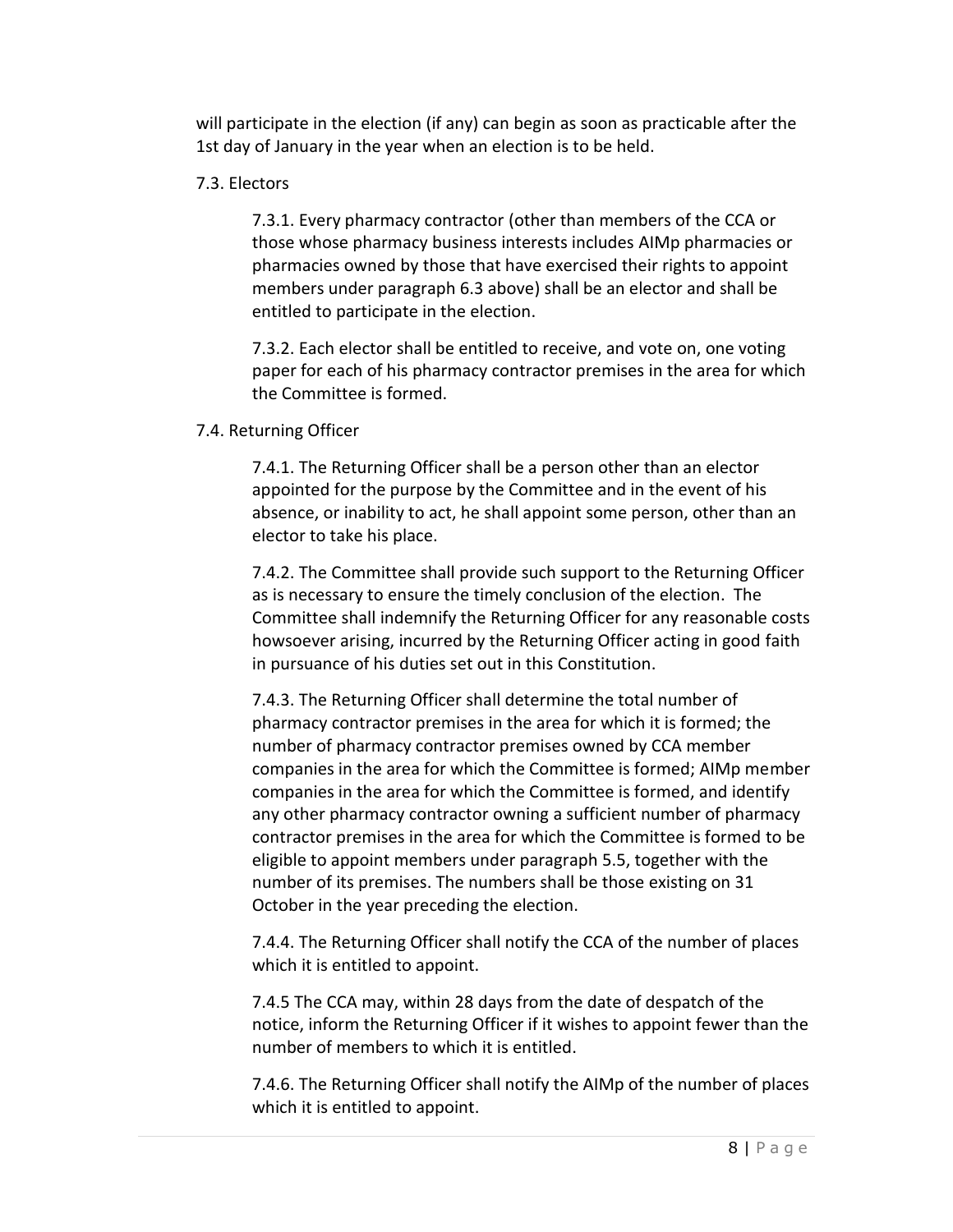will participate in the election (if any) can begin as soon as practicable after the 1st day of January in the year when an election is to be held.

7.3. Electors

7.3.1. Every pharmacy contractor (other than members of the CCA or those whose pharmacy business interests includes AIMp pharmacies or pharmacies owned by those that have exercised their rights to appoint members under paragraph 6.3 above) shall be an elector and shall be entitled to participate in the election.

7.3.2. Each elector shall be entitled to receive, and vote on, one voting paper for each of his pharmacy contractor premises in the area for which the Committee is formed.

7.4. Returning Officer

7.4.1. The Returning Officer shall be a person other than an elector appointed for the purpose by the Committee and in the event of his absence, or inability to act, he shall appoint some person, other than an elector to take his place.

7.4.2. The Committee shall provide such support to the Returning Officer as is necessary to ensure the timely conclusion of the election. The Committee shall indemnify the Returning Officer for any reasonable costs howsoever arising, incurred by the Returning Officer acting in good faith in pursuance of his duties set out in this Constitution.

7.4.3. The Returning Officer shall determine the total number of pharmacy contractor premises in the area for which it is formed; the number of pharmacy contractor premises owned by CCA member companies in the area for which the Committee is formed; AIMp member companies in the area for which the Committee is formed, and identify any other pharmacy contractor owning a sufficient number of pharmacy contractor premises in the area for which the Committee is formed to be eligible to appoint members under paragraph 5.5, together with the number of its premises. The numbers shall be those existing on 31 October in the year preceding the election.

7.4.4. The Returning Officer shall notify the CCA of the number of places which it is entitled to appoint.

7.4.5 The CCA may, within 28 days from the date of despatch of the notice, inform the Returning Officer if it wishes to appoint fewer than the number of members to which it is entitled.

7.4.6. The Returning Officer shall notify the AIMp of the number of places which it is entitled to appoint.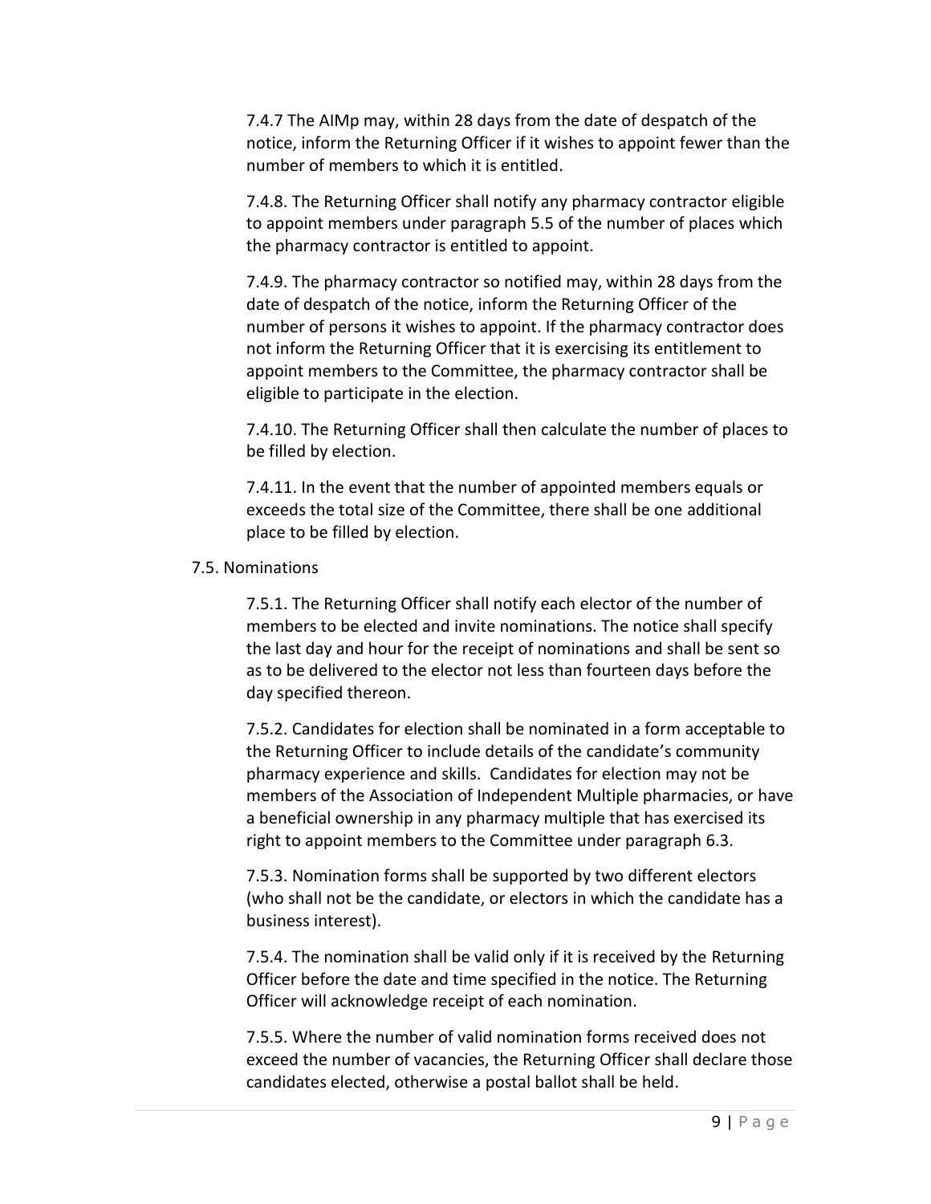7.4.7 The AIMp may, within 28 days from the date of despatch of the notice, inform the Returning Officer if it wishes to appoint fewer than the number of members to which it is entitled.

7.4.8. The Returning Officer shall notify any pharmacy contractor eligible to appoint members under paragraph 5.5 of the number of places which the pharmacy contractor is entitled to appoint.

7.4.9. The pharmacy contractor so notified may, within 28 days from the date of despatch of the notice, inform the Returning Officer of the number of persons it wishes to appoint. If the pharmacy contractor does not inform the Returning Officer that it is exercising its entitlement to appoint members to the Committee, the pharmacy contractor shall be eligible to participate in the election.

7.4.10. The Returning Officer shall then calculate the number of places to be filled by election.

7.4.11. In the event that the number of appointed members equals or exceeds the total size of the Committee, there shall be one additional place to be filled by election.

7.5. Nominations

7.5.1. The Returning Officer shall notify each elector of the number of members to be elected and invite nominations. The notice shall specify the last day and hour for the receipt of nominations and shall be sent so as to be delivered to the elector not less than fourteen days before the day specified thereon.

7.5.2. Candidates for election shall be nominated in a form acceptable to the Returning Officer to include details of the candidate's community pharmacy experience and skills. Candidates for election may not be members of the Association of Independent Multiple pharmacies, or have a beneficial ownership in any pharmacy multiple that has exercised its right to appoint members to the Committee under paragraph 6.3.

7.5.3. Nomination forms shall be supported by two different electors (who shall not be the candidate, or electors in which the candidate has a business interest).

7.5.4. The nomination shall be valid only if it is received by the Returning Officer before the date and time specified in the notice. The Returning Officer will acknowledge receipt of each nomination.

7.5.5. Where the number of valid nomination forms received does not exceed the number of vacancies, the Returning Officer shall declare those candidates elected, otherwise a postal ballot shall be held.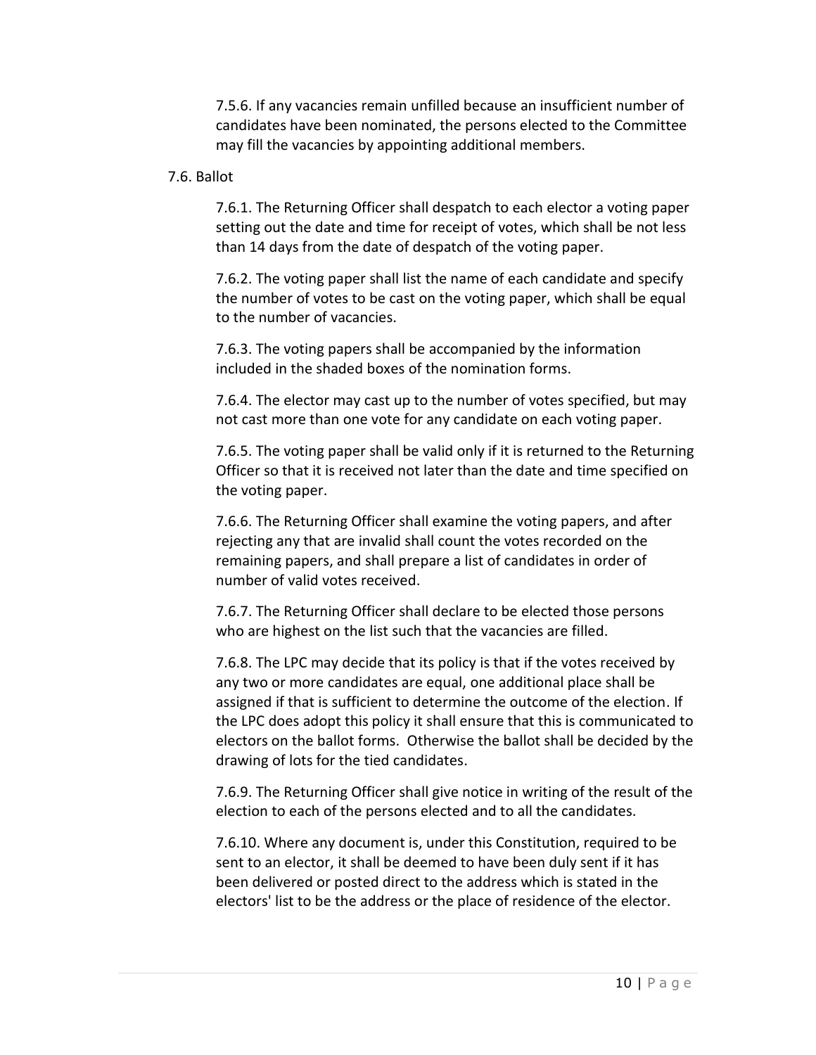7.5.6. If any vacancies remain unfilled because an insufficient number of candidates have been nominated, the persons elected to the Committee may fill the vacancies by appointing additional members.

7.6. Ballot

7.6.1. The Returning Officer shall despatch to each elector a voting paper setting out the date and time for receipt of votes, which shall be not less than 14 days from the date of despatch of the voting paper.

7.6.2. The voting paper shall list the name of each candidate and specify the number of votes to be cast on the voting paper, which shall be equal to the number of vacancies.

7.6.3. The voting papers shall be accompanied by the information included in the shaded boxes of the nomination forms.

7.6.4. The elector may cast up to the number of votes specified, but may not cast more than one vote for any candidate on each voting paper.

7.6.5. The voting paper shall be valid only if it is returned to the Returning Officer so that it is received not later than the date and time specified on the voting paper.

7.6.6. The Returning Officer shall examine the voting papers, and after rejecting any that are invalid shall count the votes recorded on the remaining papers, and shall prepare a list of candidates in order of number of valid votes received.

7.6.7. The Returning Officer shall declare to be elected those persons who are highest on the list such that the vacancies are filled.

7.6.8. The LPC may decide that its policy is that if the votes received by any two or more candidates are equal, one additional place shall be assigned if that is sufficient to determine the outcome of the election. If the LPC does adopt this policy it shall ensure that this is communicated to electors on the ballot forms. Otherwise the ballot shall be decided by the drawing of lots for the tied candidates.

7.6.9. The Returning Officer shall give notice in writing of the result of the election to each of the persons elected and to all the candidates.

7.6.10. Where any document is, under this Constitution, required to be sent to an elector, it shall be deemed to have been duly sent if it has been delivered or posted direct to the address which is stated in the electors' list to be the address or the place of residence of the elector.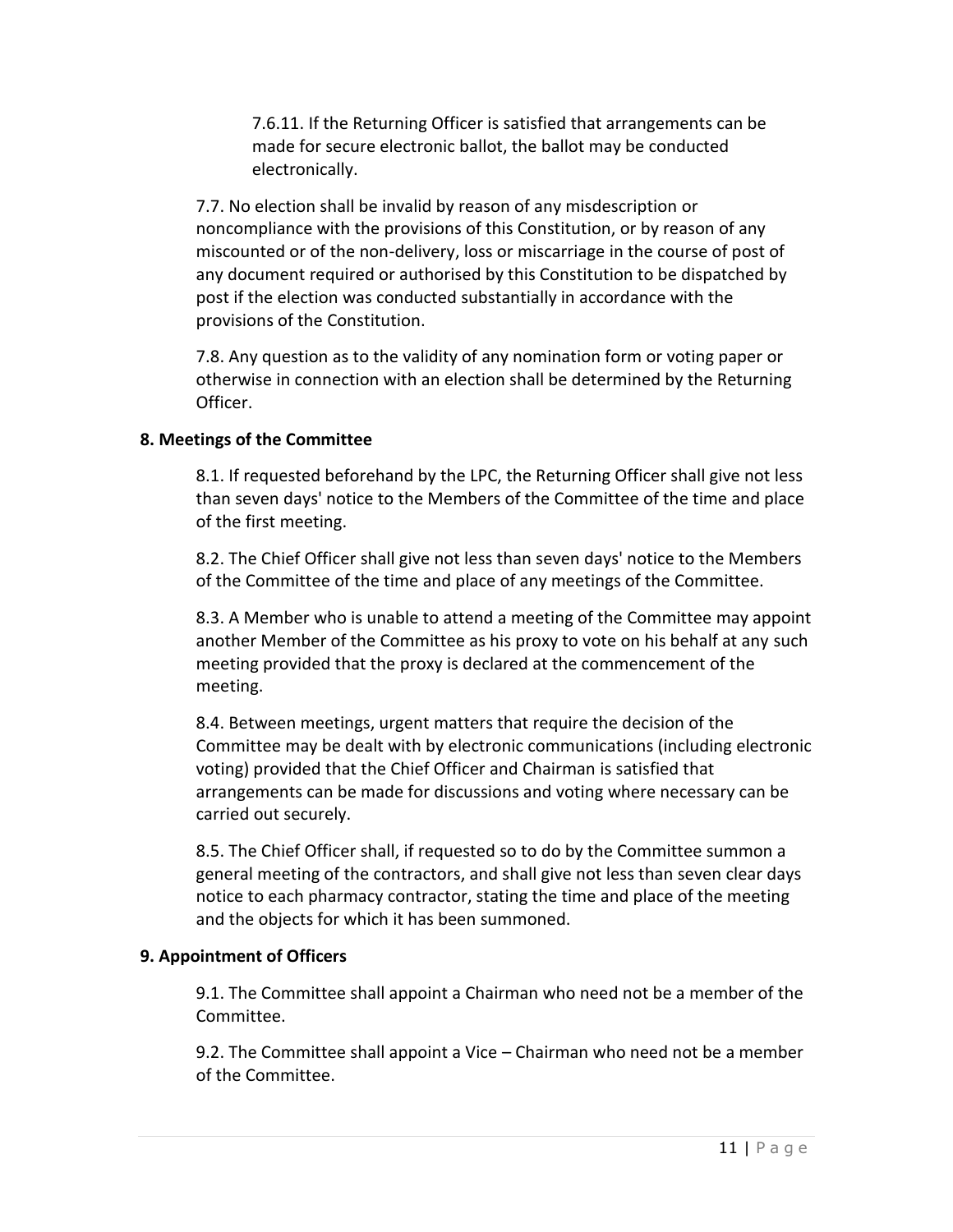7.6.11. If the Returning Officer is satisfied that arrangements can be made for secure electronic ballot, the ballot may be conducted electronically.

7.7. No election shall be invalid by reason of any misdescription or noncompliance with the provisions of this Constitution, or by reason of any miscounted or of the non-delivery, loss or miscarriage in the course of post of any document required or authorised by this Constitution to be dispatched by post if the election was conducted substantially in accordance with the provisions of the Constitution.

7.8. Any question as to the validity of any nomination form or voting paper or otherwise in connection with an election shall be determined by the Returning Officer.

**8. Meetings of the Committee**

8.1. If requested beforehand by the LPC, the Returning Officer shall give not less than seven days' notice to the Members of the Committee of the time and place of the first meeting.

8.2. The Chief Officer shall give not less than seven days' notice to the Members of the Committee of the time and place of any meetings of the Committee.

8.3. A Member who is unable to attend a meeting of the Committee may appoint another Member of the Committee as his proxy to vote on his behalf at any such meeting provided that the proxy is declared at the commencement of the meeting.

8.4. Between meetings, urgent matters that require the decision of the Committee may be dealt with by electronic communications (including electronic voting) provided that the Chief Officer and Chairman is satisfied that arrangements can be made for discussions and voting where necessary can be carried out securely.

8.5. The Chief Officer shall, if requested so to do by the Committee summon a general meeting of the contractors, and shall give not less than seven clear days notice to each pharmacy contractor, stating the time and place of the meeting and the objects for which it has been summoned.

**9. Appointment of Officers**

9.1. The Committee shall appoint a Chairman who need not be a member of the Committee.

9.2. The Committee shall appoint a Vice – Chairman who need not be a member of the Committee.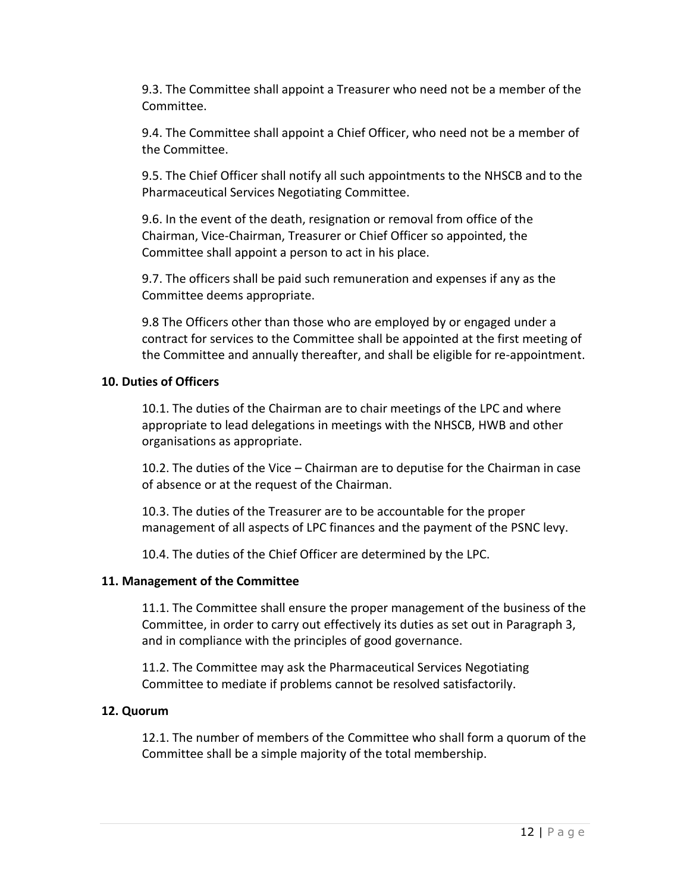9.3. The Committee shall appoint a Treasurer who need not be a member of the Committee.

9.4. The Committee shall appoint a Chief Officer, who need not be a member of the Committee.

9.5. The Chief Officer shall notify all such appointments to the NHSCB and to the Pharmaceutical Services Negotiating Committee.

9.6. In the event of the death, resignation or removal from office of the Chairman, Vice-Chairman, Treasurer or Chief Officer so appointed, the Committee shall appoint a person to act in his place.

9.7. The officers shall be paid such remuneration and expenses if any as the Committee deems appropriate.

9.8 The Officers other than those who are employed by or engaged under a contract for services to the Committee shall be appointed at the first meeting of the Committee and annually thereafter, and shall be eligible for re-appointment.

**10. Duties of Officers**

10.1. The duties of the Chairman are to chair meetings of the LPC and where appropriate to lead delegations in meetings with the NHSCB, HWB and other organisations as appropriate.

10.2. The duties of the Vice – Chairman are to deputise for the Chairman in case of absence or at the request of the Chairman.

10.3. The duties of the Treasurer are to be accountable for the proper management of all aspects of LPC finances and the payment of the PSNC levy.

10.4. The duties of the Chief Officer are determined by the LPC.

**11. Management of the Committee**

11.1. The Committee shall ensure the proper management of the business of the Committee, in order to carry out effectively its duties as set out in Paragraph 3, and in compliance with the principles of good governance.

11.2. The Committee may ask the Pharmaceutical Services Negotiating Committee to mediate if problems cannot be resolved satisfactorily.

**12. Quorum**

12.1. The number of members of the Committee who shall form a quorum of the Committee shall be a simple majority of the total membership.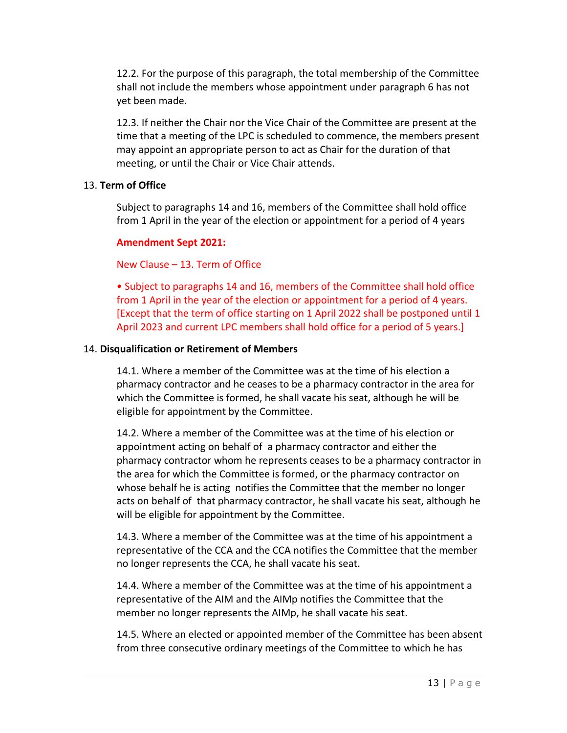12.2. For the purpose of this paragraph, the total membership of the Committee shall not include the members whose appointment under paragraph 6 has not yet been made.

12.3. If neither the Chair nor the Vice Chair of the Committee are present at the time that a meeting of the LPC is scheduled to commence, the members present may appoint an appropriate person to act as Chair for the duration of that meeting, or until the Chair or Vice Chair attends.

13. **Term of Office**

Subject to paragraphs 14 and 16, members of the Committee shall hold office from 1 April in the year of the election or appointment for a period of 4 years

**Amendment Sept 2021:**

New Clause – 13. Term of Office

• Subject to paragraphs 14 and 16, members of the Committee shall hold office from 1 April in the year of the election or appointment for a period of 4 years. [Except that the term of office starting on 1 April 2022 shall be postponed until 1 April 2023 and current LPC members shall hold office for a period of 5 years.]

14. **Disqualification or Retirement of Members**

14.1. Where a member of the Committee was at the time of his election a pharmacy contractor and he ceases to be a pharmacy contractor in the area for which the Committee is formed, he shall vacate his seat, although he will be eligible for appointment by the Committee.

14.2. Where a member of the Committee was at the time of his election or appointment acting on behalf of a pharmacy contractor and either the pharmacy contractor whom he represents ceases to be a pharmacy contractor in the area for which the Committee is formed, or the pharmacy contractor on whose behalf he is acting notifies the Committee that the member no longer acts on behalf of that pharmacy contractor, he shall vacate his seat, although he will be eligible for appointment by the Committee.

14.3. Where a member of the Committee was at the time of his appointment a representative of the CCA and the CCA notifies the Committee that the member no longer represents the CCA, he shall vacate his seat.

14.4. Where a member of the Committee was at the time of his appointment a representative of the AIM and the AIMp notifies the Committee that the member no longer represents the AIMp, he shall vacate his seat.

14.5. Where an elected or appointed member of the Committee has been absent from three consecutive ordinary meetings of the Committee to which he has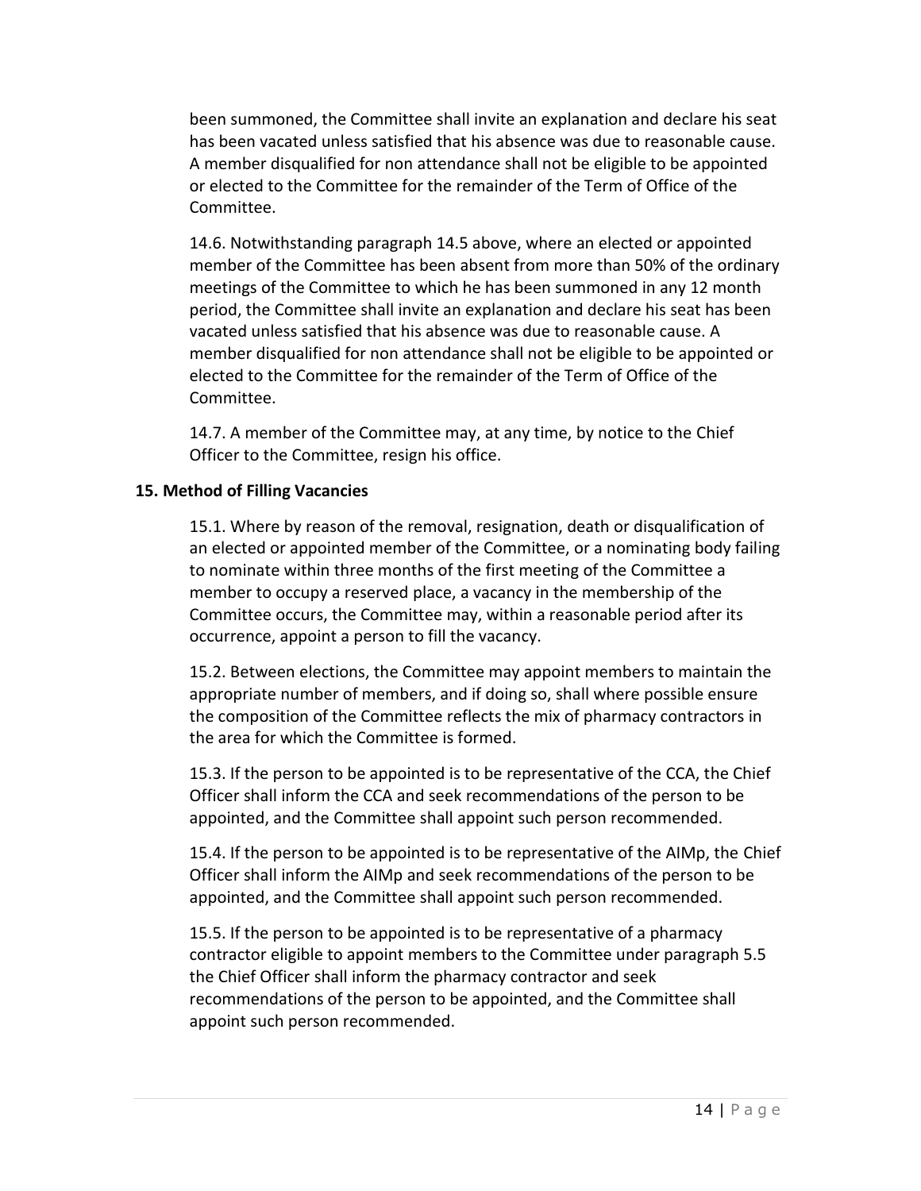been summoned, the Committee shall invite an explanation and declare his seat has been vacated unless satisfied that his absence was due to reasonable cause. A member disqualified for non attendance shall not be eligible to be appointed or elected to the Committee for the remainder of the Term of Office of the Committee.

14.6. Notwithstanding paragraph 14.5 above, where an elected or appointed member of the Committee has been absent from more than 50% of the ordinary meetings of the Committee to which he has been summoned in any 12 month period, the Committee shall invite an explanation and declare his seat has been vacated unless satisfied that his absence was due to reasonable cause. A member disqualified for non attendance shall not be eligible to be appointed or elected to the Committee for the remainder of the Term of Office of the Committee.

14.7. A member of the Committee may, at any time, by notice to the Chief Officer to the Committee, resign his office.

**15. Method of Filling Vacancies**

15.1. Where by reason of the removal, resignation, death or disqualification of an elected or appointed member of the Committee, or a nominating body failing to nominate within three months of the first meeting of the Committee a member to occupy a reserved place, a vacancy in the membership of the Committee occurs, the Committee may, within a reasonable period after its occurrence, appoint a person to fill the vacancy.

15.2. Between elections, the Committee may appoint members to maintain the appropriate number of members, and if doing so, shall where possible ensure the composition of the Committee reflects the mix of pharmacy contractors in the area for which the Committee is formed.

15.3. If the person to be appointed is to be representative of the CCA, the Chief Officer shall inform the CCA and seek recommendations of the person to be appointed, and the Committee shall appoint such person recommended.

15.4. If the person to be appointed is to be representative of the AIMp, the Chief Officer shall inform the AIMp and seek recommendations of the person to be appointed, and the Committee shall appoint such person recommended.

15.5. If the person to be appointed is to be representative of a pharmacy contractor eligible to appoint members to the Committee under paragraph 5.5 the Chief Officer shall inform the pharmacy contractor and seek recommendations of the person to be appointed, and the Committee shall appoint such person recommended.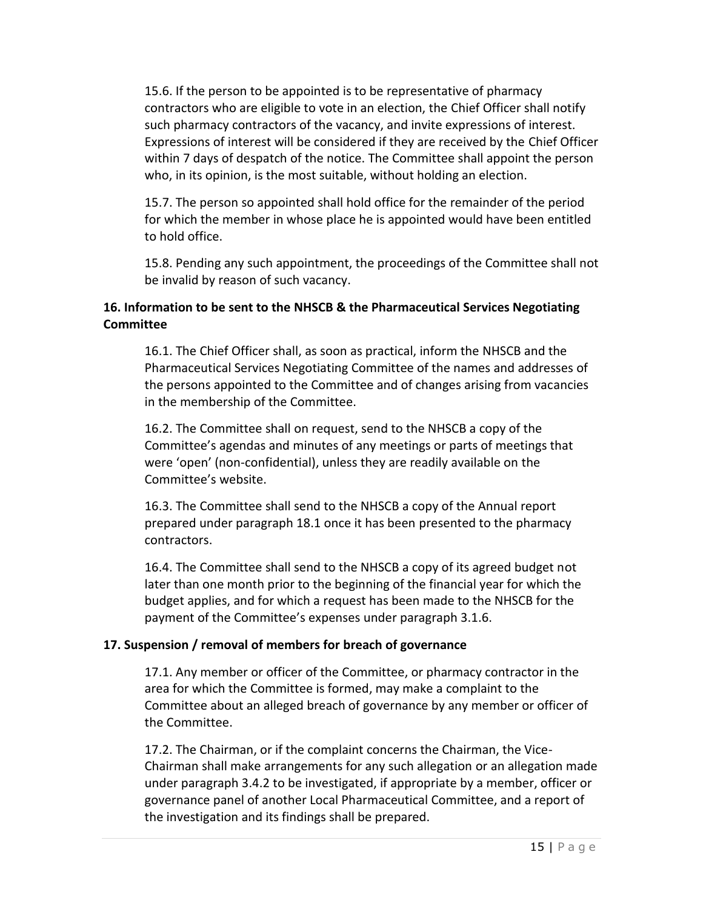15.6. If the person to be appointed is to be representative of pharmacy contractors who are eligible to vote in an election, the Chief Officer shall notify such pharmacy contractors of the vacancy, and invite expressions of interest. Expressions of interest will be considered if they are received by the Chief Officer within 7 days of despatch of the notice. The Committee shall appoint the person who, in its opinion, is the most suitable, without holding an election.

15.7. The person so appointed shall hold office for the remainder of the period for which the member in whose place he is appointed would have been entitled to hold office.

15.8. Pending any such appointment, the proceedings of the Committee shall not be invalid by reason of such vacancy.

### 16. Information to be sent to the NHSCB & the Pharmaceutical Services Negotiating Committee

16.1. The Chief Officer shall, as soon as practical, inform the NHSCB and the Pharmaceutical Services Negotiating Committee of the names and addresses of the persons appointed to the Committee and of changes arising from vacancies in the membership of the Committee.

16.2. The Committee shall on request, send to the NHSCB a copy of the Committee's agendas and minutes of any meetings or parts of meetings that were 'open' (non-confidential), unless they are readily available on the Committee's website.

16.3. The Committee shall send to the NHSCB a copy of the Annual report prepared under paragraph 18.1 once it has been presented to the pharmacy contractors.

16.4. The Committee shall send to the NHSCB a copy of its agreed budget not later than one month prior to the beginning of the financial year for which the budget applies, and for which a request has been made to the NHSCB for the payment of the Committee's expenses under paragraph 3.1.6.

### 17. Suspension / removal of members for breach of governance

17.1. Any member or officer of the Committee, or pharmacy contractor in the area for which the Committee is formed, may make a complaint to the Committee about an alleged breach of governance by any member or officer of the Committee.

17.2. The Chairman, or if the complaint concerns the Chairman, the Vice-Chairman shall make arrangements for any such allegation or an allegation made under paragraph 3.4.2 to be investigated, if appropriate by a member, officer or governance panel of another Local Pharmaceutical Committee, and a report of the investigation and its findings shall be prepared.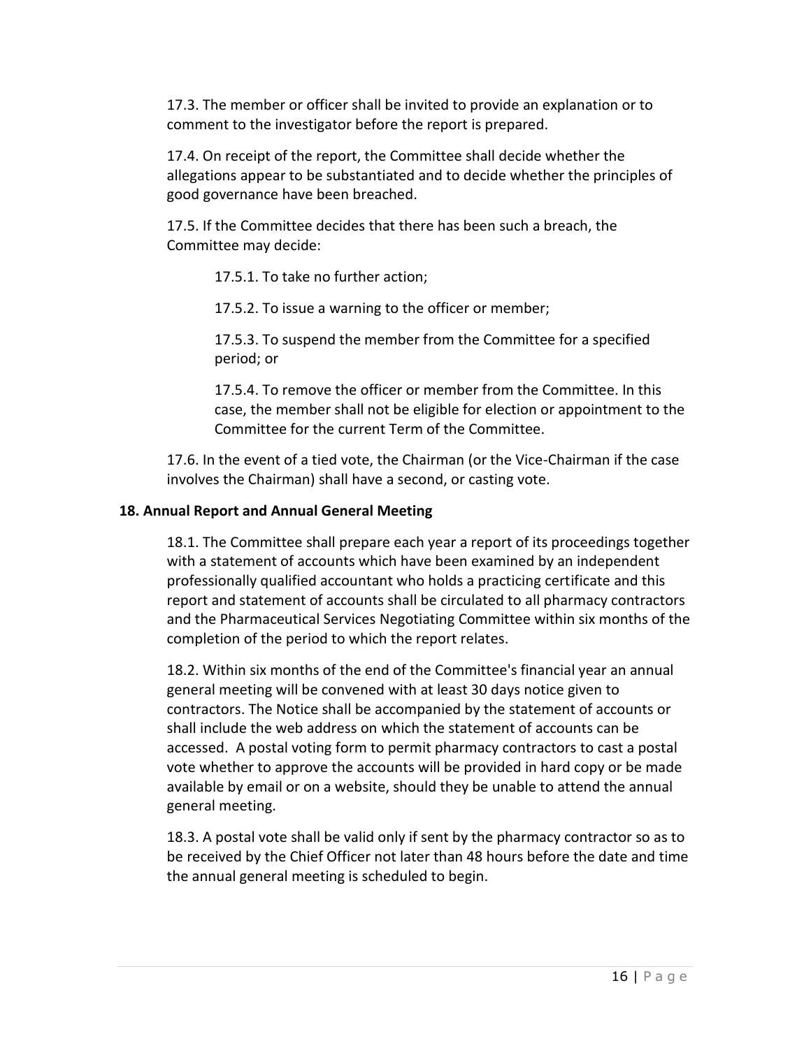17.3. The member or officer shall be invited to provide an explanation or to comment to the investigator before the report is prepared.

17.4. On receipt of the report, the Committee shall decide whether the allegations appear to be substantiated and to decide whether the principles of good governance have been breached.

17.5. If the Committee decides that there has been such a breach, the Committee may decide:

> 17.5.1. To take no further action;
>
> 17.5.2. To issue a warning to the officer or member;
>
> 17.5.3. To suspend the member from the Committee for a specified period; or
>
> 17.5.4. To remove the officer or member from the Committee. In this case, the member shall not be eligible for election or appointment to the Committee for the current Term of the Committee.

17.6. In the event of a tied vote, the Chairman (or the Vice-Chairman if the case involves the Chairman) shall have a second, or casting vote.

**18. Annual Report and Annual General Meeting**

18.1. The Committee shall prepare each year a report of its proceedings together with a statement of accounts which have been examined by an independent professionally qualified accountant who holds a practicing certificate and this report and statement of accounts shall be circulated to all pharmacy contractors and the Pharmaceutical Services Negotiating Committee within six months of the completion of the period to which the report relates.

18.2. Within six months of the end of the Committee's financial year an annual general meeting will be convened with at least 30 days notice given to contractors. The Notice shall be accompanied by the statement of accounts or shall include the web address on which the statement of accounts can be accessed. A postal voting form to permit pharmacy contractors to cast a postal vote whether to approve the accounts will be provided in hard copy or be made available by email or on a website, should they be unable to attend the annual general meeting.

18.3. A postal vote shall be valid only if sent by the pharmacy contractor so as to be received by the Chief Officer not later than 48 hours before the date and time the annual general meeting is scheduled to begin.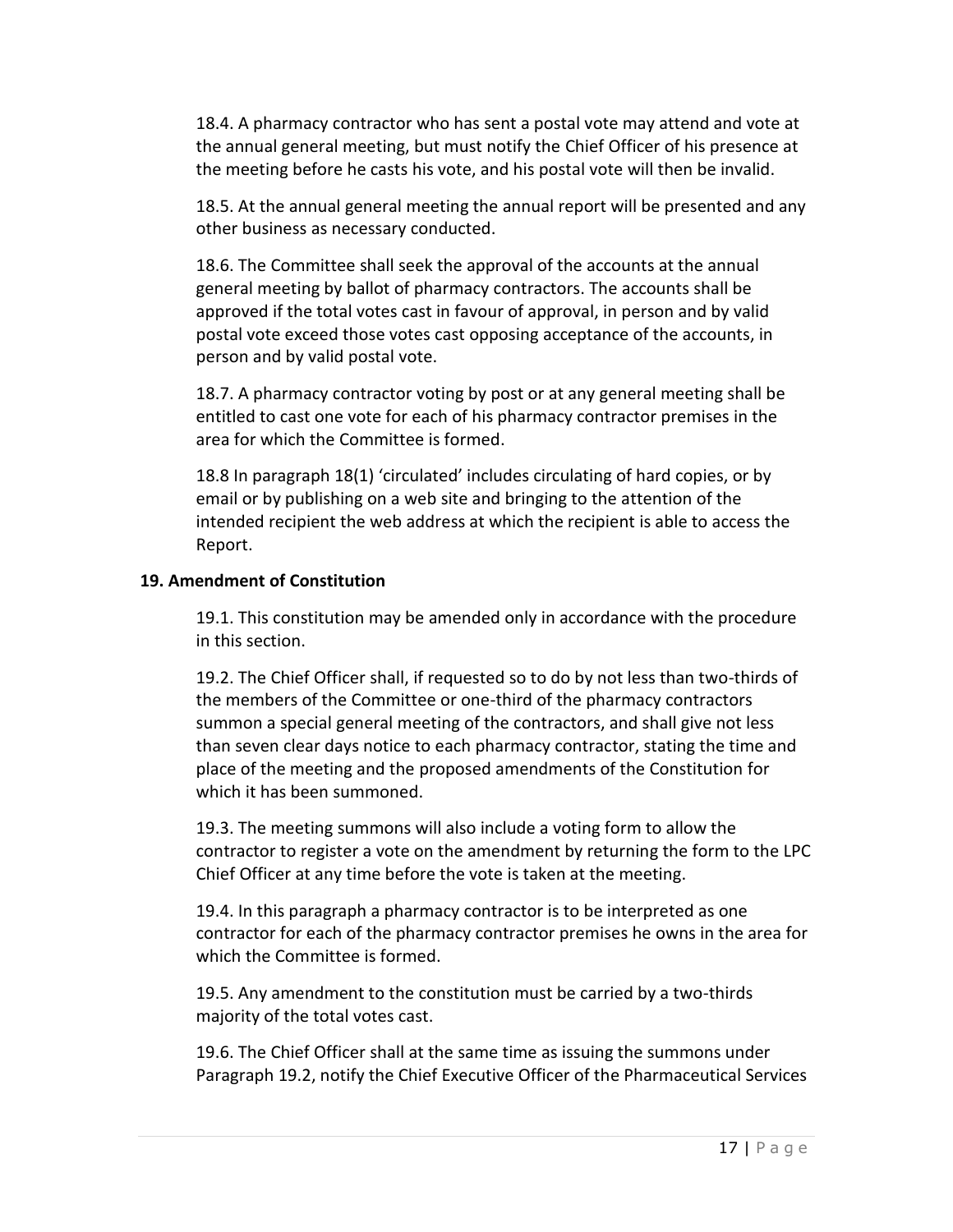18.4. A pharmacy contractor who has sent a postal vote may attend and vote at the annual general meeting, but must notify the Chief Officer of his presence at the meeting before he casts his vote, and his postal vote will then be invalid.

18.5. At the annual general meeting the annual report will be presented and any other business as necessary conducted.

18.6. The Committee shall seek the approval of the accounts at the annual general meeting by ballot of pharmacy contractors. The accounts shall be approved if the total votes cast in favour of approval, in person and by valid postal vote exceed those votes cast opposing acceptance of the accounts, in person and by valid postal vote.

18.7. A pharmacy contractor voting by post or at any general meeting shall be entitled to cast one vote for each of his pharmacy contractor premises in the area for which the Committee is formed.

18.8 In paragraph 18(1) 'circulated' includes circulating of hard copies, or by email or by publishing on a web site and bringing to the attention of the intended recipient the web address at which the recipient is able to access the Report.

**19. Amendment of Constitution**

19.1. This constitution may be amended only in accordance with the procedure in this section.

19.2. The Chief Officer shall, if requested so to do by not less than two-thirds of the members of the Committee or one-third of the pharmacy contractors summon a special general meeting of the contractors, and shall give not less than seven clear days notice to each pharmacy contractor, stating the time and place of the meeting and the proposed amendments of the Constitution for which it has been summoned.

19.3. The meeting summons will also include a voting form to allow the contractor to register a vote on the amendment by returning the form to the LPC Chief Officer at any time before the vote is taken at the meeting.

19.4. In this paragraph a pharmacy contractor is to be interpreted as one contractor for each of the pharmacy contractor premises he owns in the area for which the Committee is formed.

19.5. Any amendment to the constitution must be carried by a two-thirds majority of the total votes cast.

19.6. The Chief Officer shall at the same time as issuing the summons under Paragraph 19.2, notify the Chief Executive Officer of the Pharmaceutical Services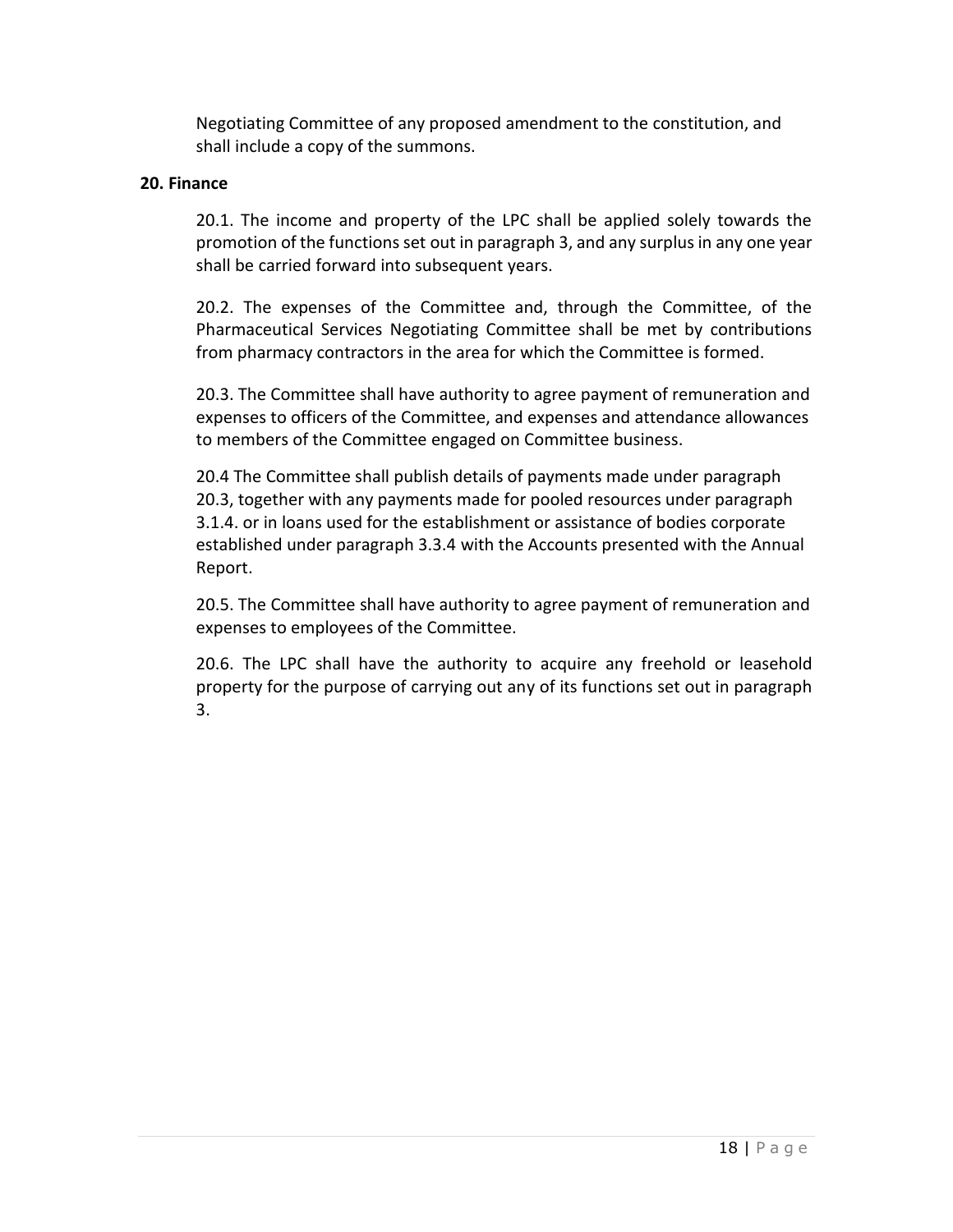Negotiating Committee of any proposed amendment to the constitution, and shall include a copy of the summons.

**20. Finance**

20.1. The income and property of the LPC shall be applied solely towards the promotion of the functions set out in paragraph 3, and any surplus in any one year shall be carried forward into subsequent years.

20.2. The expenses of the Committee and, through the Committee, of the Pharmaceutical Services Negotiating Committee shall be met by contributions from pharmacy contractors in the area for which the Committee is formed.

20.3. The Committee shall have authority to agree payment of remuneration and expenses to officers of the Committee, and expenses and attendance allowances to members of the Committee engaged on Committee business.

20.4 The Committee shall publish details of payments made under paragraph 20.3, together with any payments made for pooled resources under paragraph 3.1.4. or in loans used for the establishment or assistance of bodies corporate established under paragraph 3.3.4 with the Accounts presented with the Annual Report.

20.5. The Committee shall have authority to agree payment of remuneration and expenses to employees of the Committee.

20.6. The LPC shall have the authority to acquire any freehold or leasehold property for the purpose of carrying out any of its functions set out in paragraph 3.